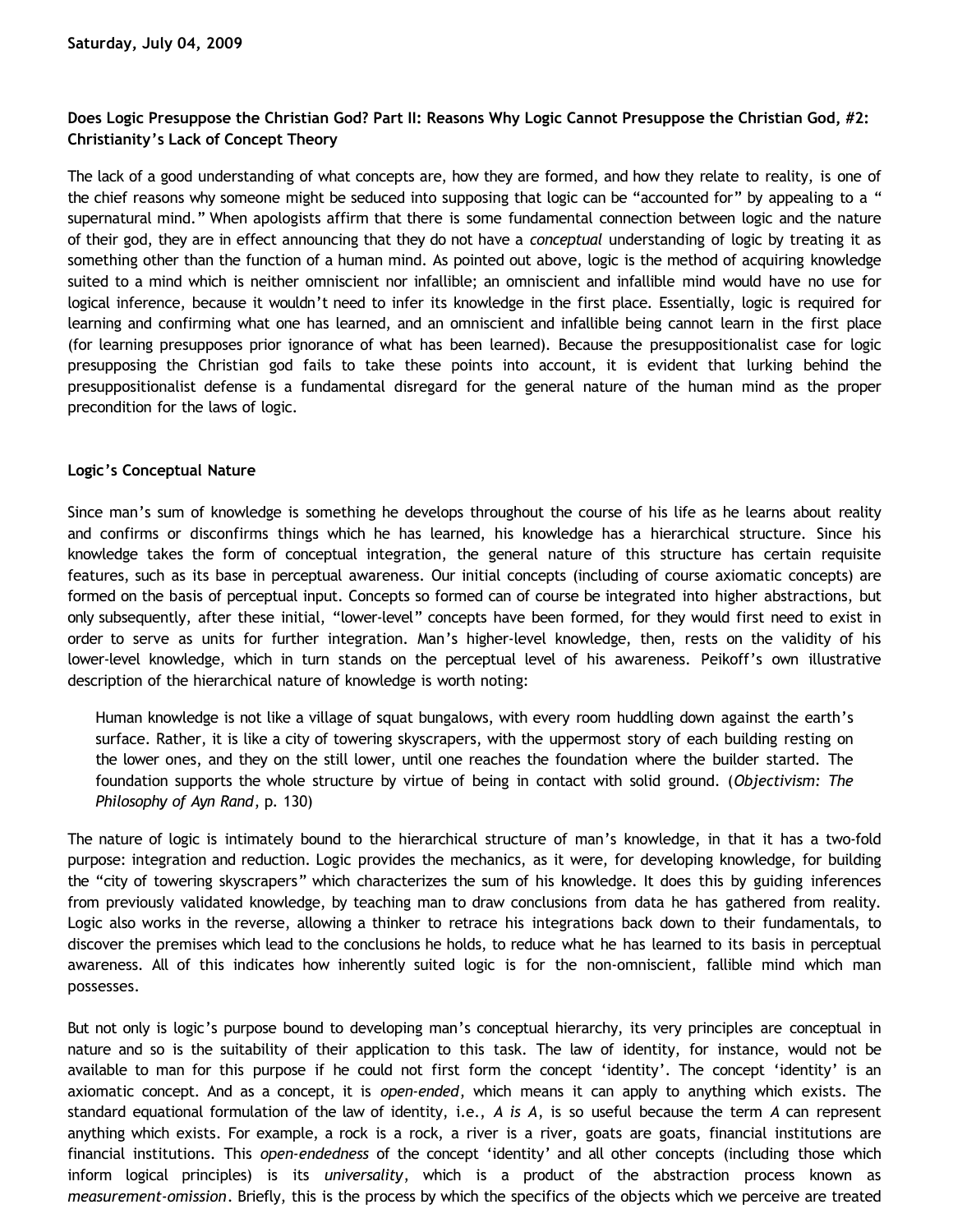**Saturday, July 04, 2009**

## Does Logic Presuppose the Christian God? Part II: Reasons Why Logic Cannot Presuppose the Christian God, #2: Christianity's Lack of Concept Theory

The lack of a good understanding of what concepts are, how they are formed, and how they relate to reality, is one of the chief reasons why someone might be seduced into supposing that logic can be "accounted for" by appealing to a " supernatural mind." When apologists affirm that there is some fundamental connection between logic and the nature of their god, they are in effect announcing that they do not have a *conceptual* understanding of logic by treating it as something other than the function of a human mind. As pointed out above, logic is the method of acquiring knowledge suited to a mind which is neither omniscient nor infallible; an omniscient and infallible mind would have no use for logical inference, because it wouldn't need to infer its knowledge in the first place. Essentially, logic is required for learning and confirming what one has learned, and an omniscient and infallible being cannot learn in the first place (for learning presupposes prior ignorance of what has been learned). Because the presuppositionalist case for logic presupposing the Christian god fails to take these points into account, it is evident that lurking behind the presuppositionalist defense is a fundamental disregard for the general nature of the human mind as the proper precondition for the laws of logic.

### Logic's Conceptual Nature

Since man's sum of knowledge is something he develops throughout the course of his life as he learns about reality and confirms or disconfirms things which he has learned, his knowledge has a hierarchical structure. Since his knowledge takes the form of conceptual integration, the general nature of this structure has certain requisite features, such as its base in perceptual awareness. Our initial concepts (including of course axiomatic concepts) are formed on the basis of perceptual input. Concepts so formed can of course be integrated into higher abstractions, but only subsequently, after these initial, "lower-level" concepts have been formed, for they would first need to exist in order to serve as units for further integration. Man's higher-level knowledge, then, rests on the validity of his lower-level knowledge, which in turn stands on the perceptual level of his awareness. Peikoff's own illustrative description of the hierarchical nature of knowledge is worth noting:

> Human knowledge is not like a village of squat bungalows, with every room huddling down against the earth's surface. Rather, it is like a city of towering skyscrapers, with the uppermost story of each building resting on the lower ones, and they on the still lower, until one reaches the foundation where the builder started. The foundation supports the whole structure by virtue of being in contact with solid ground. (*Objectivism: The Philosophy of Ayn Rand*, p. 130)

The nature of logic is intimately bound to the hierarchical structure of man's knowledge, in that it has a two-fold purpose: integration and reduction. Logic provides the mechanics, as it were, for developing knowledge, for building the "city of towering skyscrapers" which characterizes the sum of his knowledge. It does this by guiding inferences from previously validated knowledge, by teaching man to draw conclusions from data he has gathered from reality. Logic also works in the reverse, allowing a thinker to retrace his integrations back down to their fundamentals, to discover the premises which lead to the conclusions he holds, to reduce what he has learned to its basis in perceptual awareness. All of this indicates how inherently suited logic is for the non-omniscient, fallible mind which man possesses.

But not only is logic's purpose bound to developing man's conceptual hierarchy, its very principles are conceptual in nature and so is the suitability of their application to this task. The law of identity, for instance, would not be available to man for this purpose if he could not first form the concept 'identity'. The concept 'identity' is an axiomatic concept. And as a concept, it is *open-ended*, which means it can apply to anything which exists. The standard equational formulation of the law of identity, i.e., *A is A*, is so useful because the term *A* can represent anything which exists. For example, a rock is a rock, a river is a river, goats are goats, financial institutions are financial institutions. This *open-endedness* of the concept 'identity' and all other concepts (including those which inform logical principles) is its *universality*, which is a product of the abstraction process known as *measurement-omission*. Briefly, this is the process by which the specifics of the objects which we perceive are treated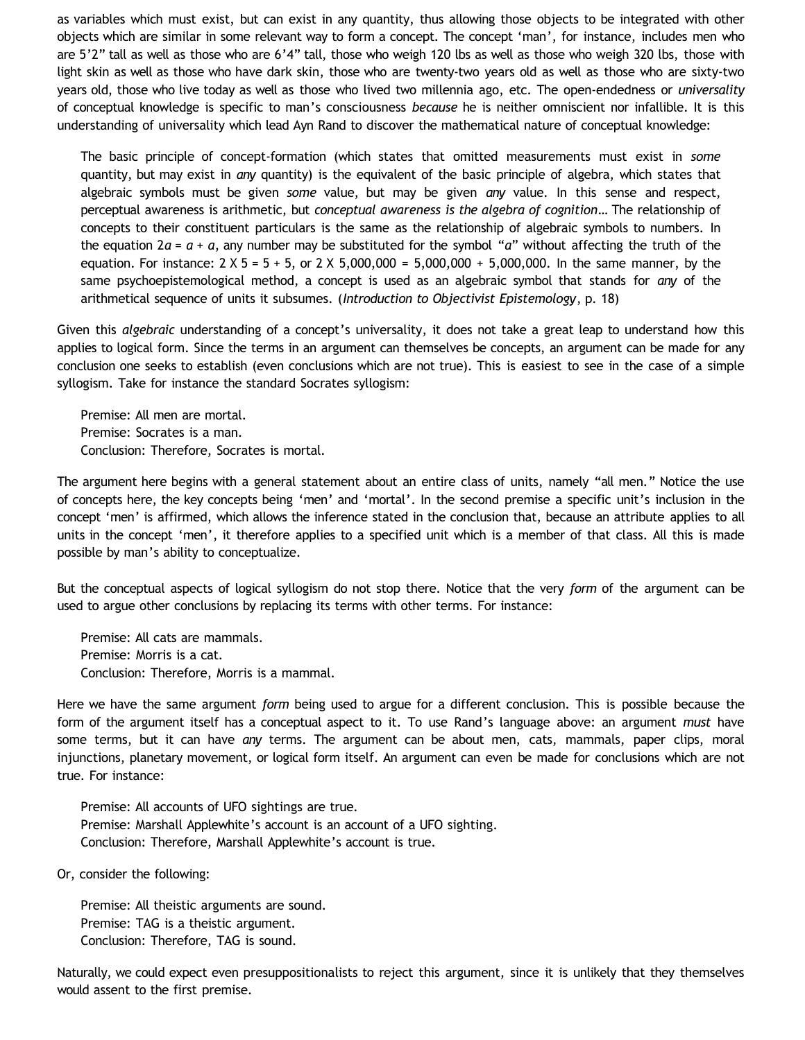as variables which must exist, but can exist in any quantity, thus allowing those objects to be integrated with other objects which are similar in some relevant way to form a concept. The concept 'man', for instance, includes men who are 5'2" tall as well as those who are 6'4" tall, those who weigh 120 lbs as well as those who weigh 320 lbs, those with light skin as well as those who have dark skin, those who are twenty-two years old as well as those who are sixty-two years old, those who live today as well as those who lived two millennia ago, etc. The open-endedness or *universality* of conceptual knowledge is specific to man's consciousness *because* he is neither omniscient nor infallible. It is this understanding of universality which lead Ayn Rand to discover the mathematical nature of conceptual knowledge:

> The basic principle of concept-formation (which states that omitted measurements must exist in *some* quantity, but may exist in *any* quantity) is the equivalent of the basic principle of algebra, which states that algebraic symbols must be given *some* value, but may be given *any* value. In this sense and respect, perceptual awareness is arithmetic, but *conceptual awareness is the algebra of cognition*… The relationship of concepts to their constituent particulars is the same as the relationship of algebraic symbols to numbers. In the equation $2a = a + a$, any number may be substituted for the symbol "$a$" without affecting the truth of the equation. For instance: 2 X 5 = 5 + 5, or 2 X 5,000,000 = 5,000,000 + 5,000,000. In the same manner, by the same psychoepistemological method, a concept is used as an algebraic symbol that stands for *any* of the arithmetical sequence of units it subsumes. (*Introduction to Objectivist Epistemology*, p. 18)

Given this *algebraic* understanding of a concept's universality, it does not take a great leap to understand how this applies to logical form. Since the terms in an argument can themselves be concepts, an argument can be made for any conclusion one seeks to establish (even conclusions which are not true). This is easiest to see in the case of a simple syllogism. Take for instance the standard Socrates syllogism:

> Premise: All men are mortal.
> Premise: Socrates is a man.
> Conclusion: Therefore, Socrates is mortal.

The argument here begins with a general statement about an entire class of units, namely "all men." Notice the use of concepts here, the key concepts being 'men' and 'mortal'. In the second premise a specific unit's inclusion in the concept 'men' is affirmed, which allows the inference stated in the conclusion that, because an attribute applies to all units in the concept 'men', it therefore applies to a specified unit which is a member of that class. All this is made possible by man's ability to conceptualize.

But the conceptual aspects of logical syllogism do not stop there. Notice that the very *form* of the argument can be used to argue other conclusions by replacing its terms with other terms. For instance:

> Premise: All cats are mammals.
> Premise: Morris is a cat.
> Conclusion: Therefore, Morris is a mammal.

Here we have the same argument *form* being used to argue for a different conclusion. This is possible because the form of the argument itself has a conceptual aspect to it. To use Rand's language above: an argument *must* have some terms, but it can have *any* terms. The argument can be about men, cats, mammals, paper clips, moral injunctions, planetary movement, or logical form itself. An argument can even be made for conclusions which are not true. For instance:

> Premise: All accounts of UFO sightings are true.
> Premise: Marshall Applewhite's account is an account of a UFO sighting.
> Conclusion: Therefore, Marshall Applewhite's account is true.

Or, consider the following:

> Premise: All theistic arguments are sound.
> Premise: TAG is a theistic argument.
> Conclusion: Therefore, TAG is sound.

Naturally, we could expect even presuppositionalists to reject this argument, since it is unlikely that they themselves would assent to the first premise.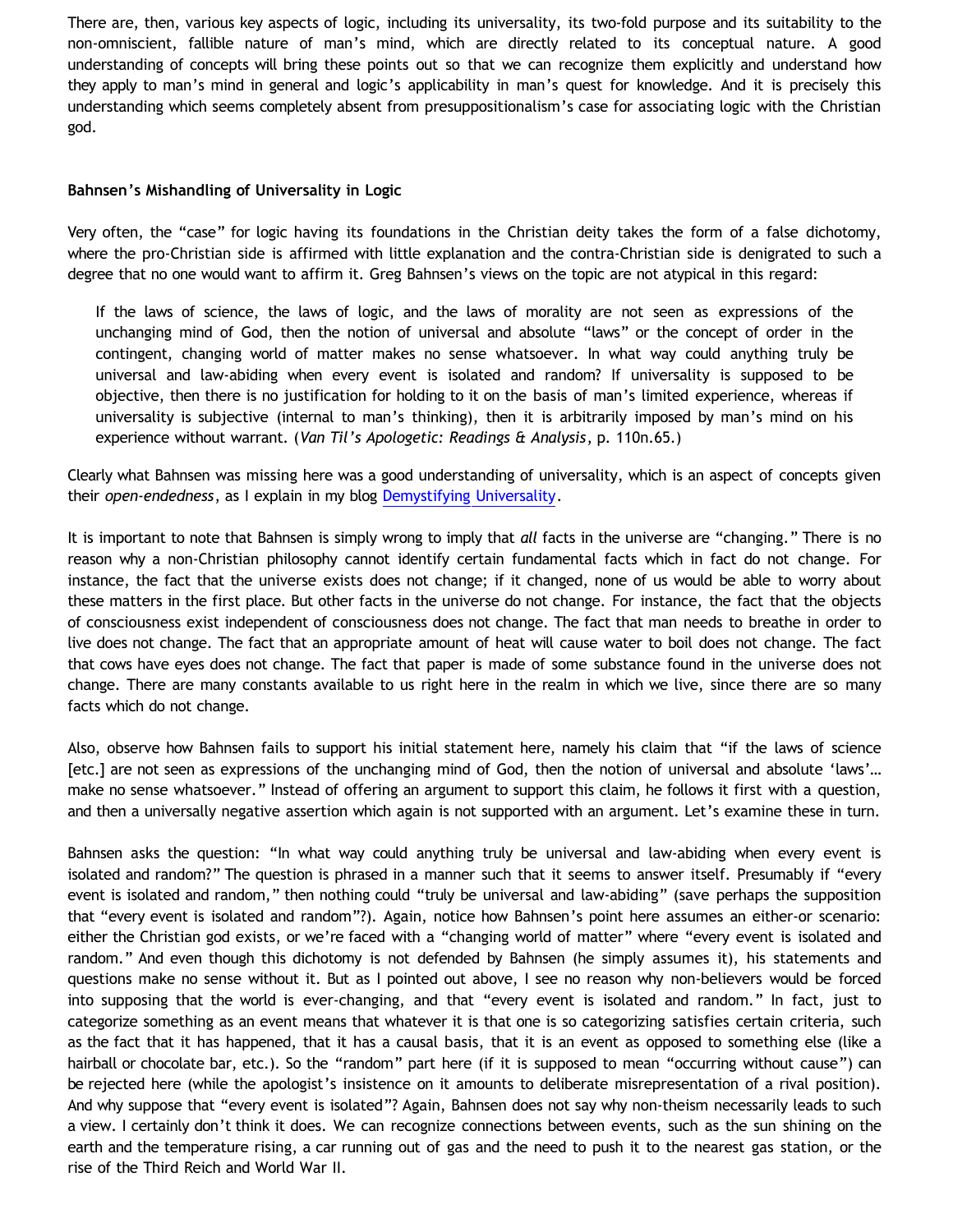There are, then, various key aspects of logic, including its universality, its two-fold purpose and its suitability to the non-omniscient, fallible nature of man's mind, which are directly related to its conceptual nature. A good understanding of concepts will bring these points out so that we can recognize them explicitly and understand how they apply to man's mind in general and logic's applicability in man's quest for knowledge. And it is precisely this understanding which seems completely absent from presuppositionalism's case for associating logic with the Christian god.

**Bahnsen's Mishandling of Universality in Logic**

Very often, the "case" for logic having its foundations in the Christian deity takes the form of a false dichotomy, where the pro-Christian side is affirmed with little explanation and the contra-Christian side is denigrated to such a degree that no one would want to affirm it. Greg Bahnsen's views on the topic are not atypical in this regard:

> If the laws of science, the laws of logic, and the laws of morality are not seen as expressions of the unchanging mind of God, then the notion of universal and absolute "laws" or the concept of order in the contingent, changing world of matter makes no sense whatsoever. In what way could anything truly be universal and law-abiding when every event is isolated and random? If universality is supposed to be objective, then there is no justification for holding to it on the basis of man's limited experience, whereas if universality is subjective (internal to man's thinking), then it is arbitrarily imposed by man's mind on his experience without warrant. (*Van Til's Apologetic: Readings & Analysis*, p. 110n.65.)

Clearly what Bahnsen was missing here was a good understanding of universality, which is an aspect of concepts given their *open-endedness*, as I explain in my blog Demystifying Universality.

It is important to note that Bahnsen is simply wrong to imply that *all* facts in the universe are "changing." There is no reason why a non-Christian philosophy cannot identify certain fundamental facts which in fact do not change. For instance, the fact that the universe exists does not change; if it changed, none of us would be able to worry about these matters in the first place. But other facts in the universe do not change. For instance, the fact that the objects of consciousness exist independent of consciousness does not change. The fact that man needs to breathe in order to live does not change. The fact that an appropriate amount of heat will cause water to boil does not change. The fact that cows have eyes does not change. The fact that paper is made of some substance found in the universe does not change. There are many constants available to us right here in the realm in which we live, since there are so many facts which do not change.

Also, observe how Bahnsen fails to support his initial statement here, namely his claim that "if the laws of science [etc.] are not seen as expressions of the unchanging mind of God, then the notion of universal and absolute 'laws'… make no sense whatsoever." Instead of offering an argument to support this claim, he follows it first with a question, and then a universally negative assertion which again is not supported with an argument. Let's examine these in turn.

Bahnsen asks the question: "In what way could anything truly be universal and law-abiding when every event is isolated and random?" The question is phrased in a manner such that it seems to answer itself. Presumably if "every event is isolated and random," then nothing could "truly be universal and law-abiding" (save perhaps the supposition that "every event is isolated and random"?). Again, notice how Bahnsen's point here assumes an either-or scenario: either the Christian god exists, or we're faced with a "changing world of matter" where "every event is isolated and random." And even though this dichotomy is not defended by Bahnsen (he simply assumes it), his statements and questions make no sense without it. But as I pointed out above, I see no reason why non-believers would be forced into supposing that the world is ever-changing, and that "every event is isolated and random." In fact, just to categorize something as an event means that whatever it is that one is so categorizing satisfies certain criteria, such as the fact that it has happened, that it has a causal basis, that it is an event as opposed to something else (like a hairball or chocolate bar, etc.). So the "random" part here (if it is supposed to mean "occurring without cause") can be rejected here (while the apologist's insistence on it amounts to deliberate misrepresentation of a rival position). And why suppose that "every event is isolated"? Again, Bahnsen does not say why non-theism necessarily leads to such a view. I certainly don't think it does. We can recognize connections between events, such as the sun shining on the earth and the temperature rising, a car running out of gas and the need to push it to the nearest gas station, or the rise of the Third Reich and World War II.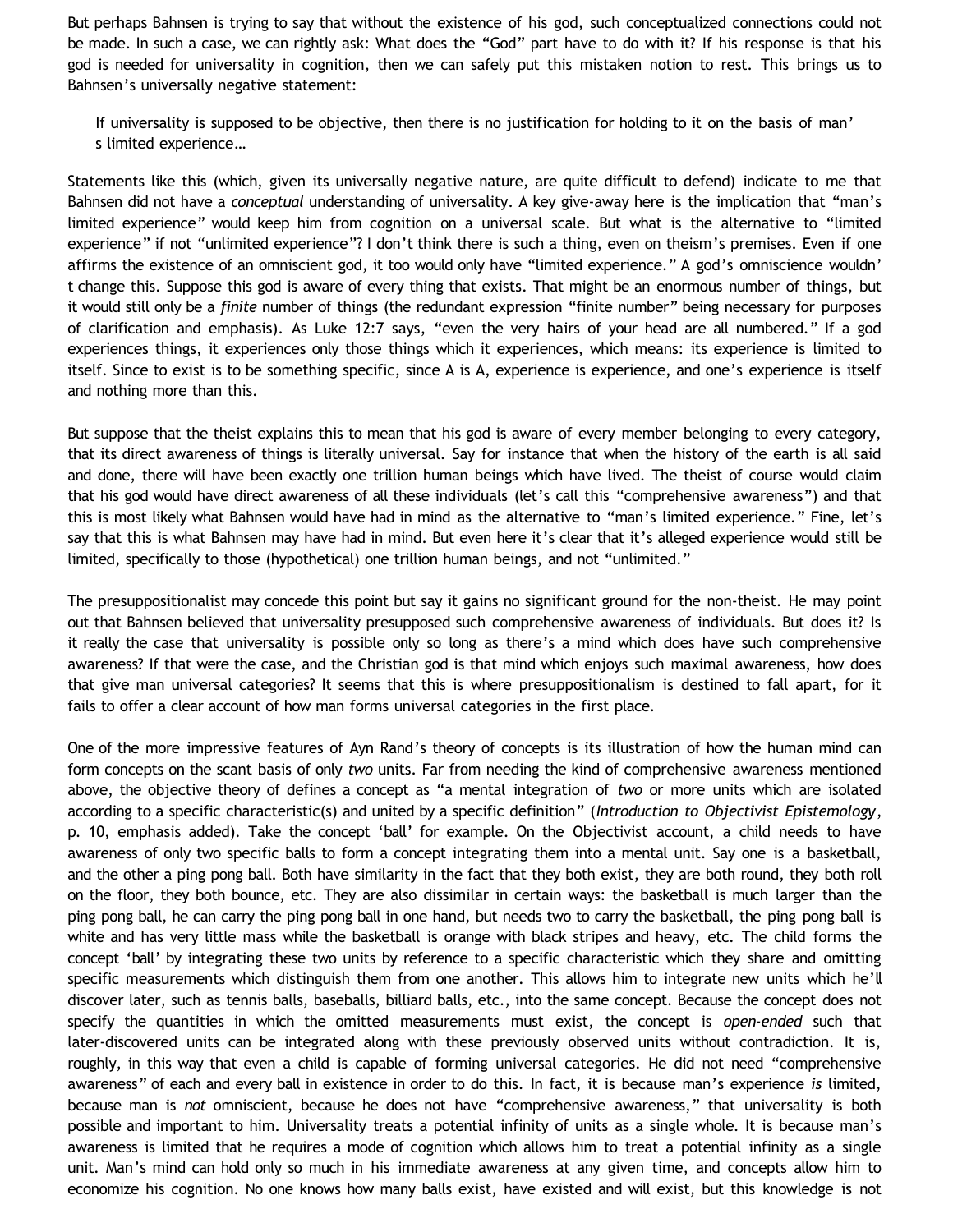But perhaps Bahnsen is trying to say that without the existence of his god, such conceptualized connections could not be made. In such a case, we can rightly ask: What does the "God" part have to do with it? If his response is that his god is needed for universality in cognition, then we can safely put this mistaken notion to rest. This brings us to Bahnsen's universally negative statement:

> If universality is supposed to be objective, then there is no justification for holding to it on the basis of man's limited experience…

Statements like this (which, given its universally negative nature, are quite difficult to defend) indicate to me that Bahnsen did not have a *conceptual* understanding of universality. A key give-away here is the implication that "man's limited experience" would keep him from cognition on a universal scale. But what is the alternative to "limited experience" if not "unlimited experience"? I don't think there is such a thing, even on theism's premises. Even if one affirms the existence of an omniscient god, it too would only have "limited experience." A god's omniscience wouldn't change this. Suppose this god is aware of every thing that exists. That might be an enormous number of things, but it would still only be a *finite* number of things (the redundant expression "finite number" being necessary for purposes of clarification and emphasis). As Luke 12:7 says, "even the very hairs of your head are all numbered." If a god experiences things, it experiences only those things which it experiences, which means: its experience is limited to itself. Since to exist is to be something specific, since A is A, experience is experience, and one's experience is itself and nothing more than this.

But suppose that the theist explains this to mean that his god is aware of every member belonging to every category, that its direct awareness of things is literally universal. Say for instance that when the history of the earth is all said and done, there will have been exactly one trillion human beings which have lived. The theist of course would claim that his god would have direct awareness of all these individuals (let's call this "comprehensive awareness") and that this is most likely what Bahnsen would have had in mind as the alternative to "man's limited experience." Fine, let's say that this is what Bahnsen may have had in mind. But even here it's clear that it's alleged experience would still be limited, specifically to those (hypothetical) one trillion human beings, and not "unlimited."

The presuppositionalist may concede this point but say it gains no significant ground for the non-theist. He may point out that Bahnsen believed that universality presupposed such comprehensive awareness of individuals. But does it? Is it really the case that universality is possible only so long as there's a mind which does have such comprehensive awareness? If that were the case, and the Christian god is that mind which enjoys such maximal awareness, how does that give man universal categories? It seems that this is where presuppositionalism is destined to fall apart, for it fails to offer a clear account of how man forms universal categories in the first place.

One of the more impressive features of Ayn Rand's theory of concepts is its illustration of how the human mind can form concepts on the scant basis of only *two* units. Far from needing the kind of comprehensive awareness mentioned above, the objective theory of defines a concept as "a mental integration of *two* or more units which are isolated according to a specific characteristic(s) and united by a specific definition" (*Introduction to Objectivist Epistemology*, p. 10, emphasis added). Take the concept 'ball' for example. On the Objectivist account, a child needs to have awareness of only two specific balls to form a concept integrating them into a mental unit. Say one is a basketball, and the other a ping pong ball. Both have similarity in the fact that they both exist, they are both round, they both roll on the floor, they both bounce, etc. They are also dissimilar in certain ways: the basketball is much larger than the ping pong ball, he can carry the ping pong ball in one hand, but needs two to carry the basketball, the ping pong ball is white and has very little mass while the basketball is orange with black stripes and heavy, etc. The child forms the concept 'ball' by integrating these two units by reference to a specific characteristic which they share and omitting specific measurements which distinguish them from one another. This allows him to integrate new units which he'll discover later, such as tennis balls, baseballs, billiard balls, etc., into the same concept. Because the concept does not specify the quantities in which the omitted measurements must exist, the concept is *open-ended* such that later-discovered units can be integrated along with these previously observed units without contradiction. It is, roughly, in this way that even a child is capable of forming universal categories. He did not need "comprehensive awareness" of each and every ball in existence in order to do this. In fact, it is because man's experience *is* limited, because man is *not* omniscient, because he does not have "comprehensive awareness," that universality is both possible and important to him. Universality treats a potential infinity of units as a single whole. It is because man's awareness is limited that he requires a mode of cognition which allows him to treat a potential infinity as a single unit. Man's mind can hold only so much in his immediate awareness at any given time, and concepts allow him to economize his cognition. No one knows how many balls exist, have existed and will exist, but this knowledge is not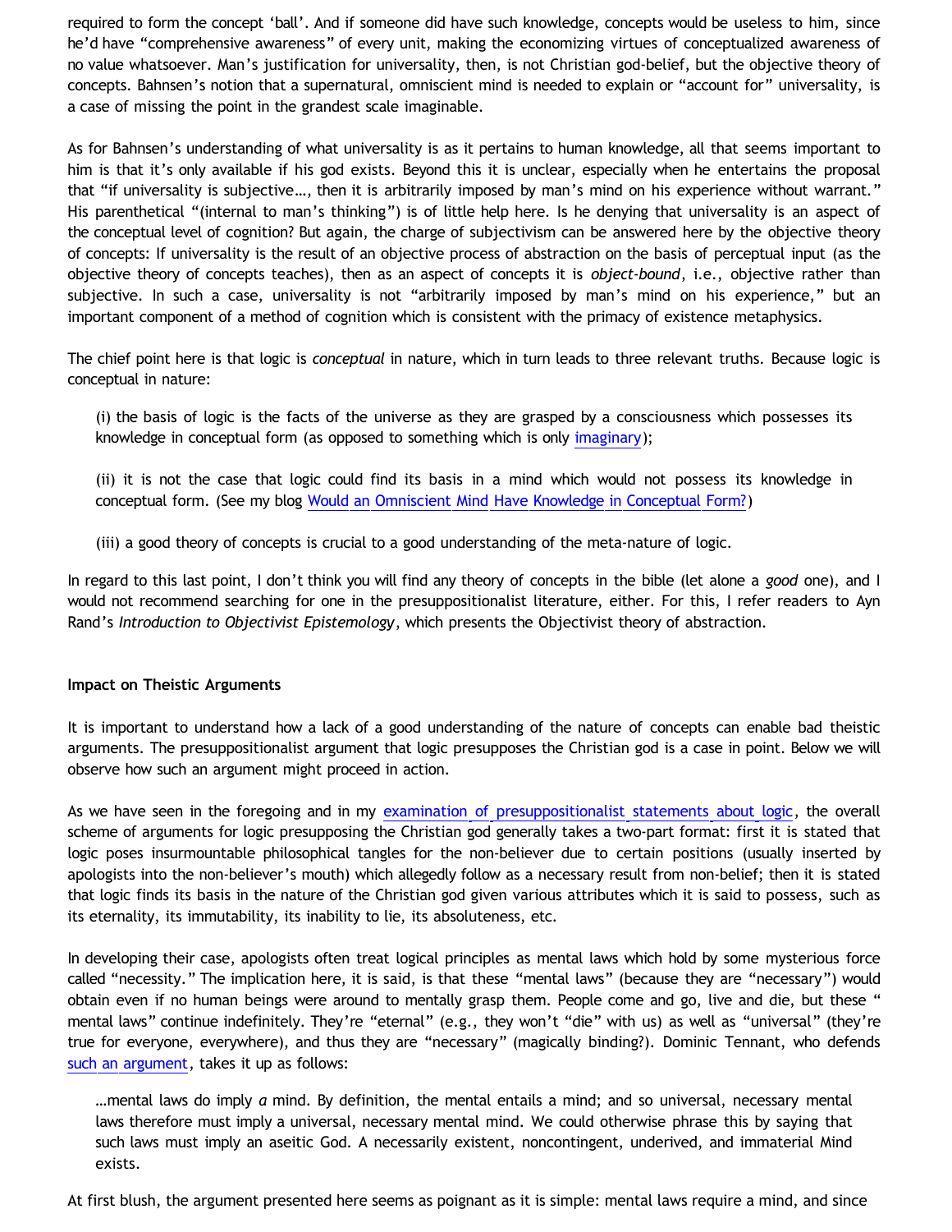required to form the concept 'ball'. And if someone did have such knowledge, concepts would be useless to him, since he'd have "comprehensive awareness" of every unit, making the economizing virtues of conceptualized awareness of no value whatsoever. Man's justification for universality, then, is not Christian god-belief, but the objective theory of concepts. Bahnsen's notion that a supernatural, omniscient mind is needed to explain or "account for" universality, is a case of missing the point in the grandest scale imaginable.

As for Bahnsen's understanding of what universality is as it pertains to human knowledge, all that seems important to him is that it's only available if his god exists. Beyond this it is unclear, especially when he entertains the proposal that "if universality is subjective…, then it is arbitrarily imposed by man's mind on his experience without warrant." His parenthetical "(internal to man's thinking") is of little help here. Is he denying that universality is an aspect of the conceptual level of cognition? But again, the charge of subjectivism can be answered here by the objective theory of concepts: If universality is the result of an objective process of abstraction on the basis of perceptual input (as the objective theory of concepts teaches), then as an aspect of concepts it is *object-bound*, i.e., objective rather than subjective. In such a case, universality is not "arbitrarily imposed by man's mind on his experience," but an important component of a method of cognition which is consistent with the primacy of existence metaphysics.

The chief point here is that logic is *conceptual* in nature, which in turn leads to three relevant truths. Because logic is conceptual in nature:

> (i) the basis of logic is the facts of the universe as they are grasped by a consciousness which possesses its knowledge in conceptual form (as opposed to something which is only imaginary);
>
> (ii) it is not the case that logic could find its basis in a mind which would not possess its knowledge in conceptual form. (See my blog Would an Omniscient Mind Have Knowledge in Conceptual Form?)
>
> (iii) a good theory of concepts is crucial to a good understanding of the meta-nature of logic.

In regard to this last point, I don't think you will find any theory of concepts in the bible (let alone a *good* one), and I would not recommend searching for one in the presuppositionalist literature, either. For this, I refer readers to Ayn Rand's *Introduction to Objectivist Epistemology*, which presents the Objectivist theory of abstraction.

**Impact on Theistic Arguments**

It is important to understand how a lack of a good understanding of the nature of concepts can enable bad theistic arguments. The presuppositionalist argument that logic presupposes the Christian god is a case in point. Below we will observe how such an argument might proceed in action.

As we have seen in the foregoing and in my examination of presuppositionalist statements about logic, the overall scheme of arguments for logic presupposing the Christian god generally takes a two-part format: first it is stated that logic poses insurmountable philosophical tangles for the non-believer due to certain positions (usually inserted by apologists into the non-believer's mouth) which allegedly follow as a necessary result from non-belief; then it is stated that logic finds its basis in the nature of the Christian god given various attributes which it is said to possess, such as its eternality, its immutability, its inability to lie, its absoluteness, etc.

In developing their case, apologists often treat logical principles as mental laws which hold by some mysterious force called "necessity." The implication here, it is said, is that these "mental laws" (because they are "necessary") would obtain even if no human beings were around to mentally grasp them. People come and go, live and die, but these "mental laws" continue indefinitely. They're "eternal" (e.g., they won't "die" with us) as well as "universal" (they're true for everyone, everywhere), and thus they are "necessary" (magically binding?). Dominic Tennant, who defends such an argument, takes it up as follows:

> …mental laws do imply *a* mind. By definition, the mental entails a mind; and so universal, necessary mental laws therefore must imply a universal, necessary mental mind. We could otherwise phrase this by saying that such laws must imply an aseitic God. A necessarily existent, noncontingent, underived, and immaterial Mind exists.

At first blush, the argument presented here seems as poignant as it is simple: mental laws require a mind, and since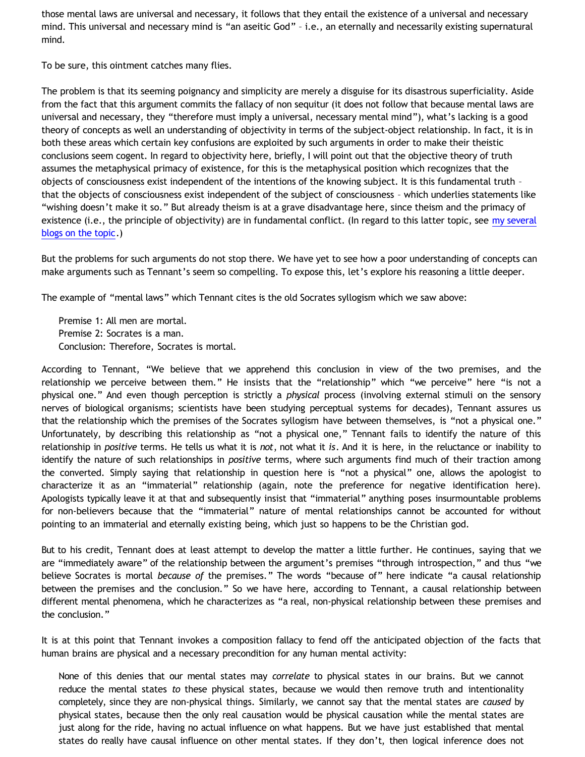those mental laws are universal and necessary, it follows that they entail the existence of a universal and necessary mind. This universal and necessary mind is "an aseitic God" – i.e., an eternally and necessarily existing supernatural mind.

To be sure, this ointment catches many flies.

The problem is that its seeming poignancy and simplicity are merely a disguise for its disastrous superficiality. Aside from the fact that this argument commits the fallacy of non sequitur (it does not follow that because mental laws are universal and necessary, they "therefore must imply a universal, necessary mental mind"), what's lacking is a good theory of concepts as well an understanding of objectivity in terms of the subject-object relationship. In fact, it is in both these areas which certain key confusions are exploited by such arguments in order to make their theistic conclusions seem cogent. In regard to objectivity here, briefly, I will point out that the objective theory of truth assumes the metaphysical primacy of existence, for this is the metaphysical position which recognizes that the objects of consciousness exist independent of the intentions of the knowing subject. It is this fundamental truth – that the objects of consciousness exist independent of the subject of consciousness – which underlies statements like "wishing doesn't make it so." But already theism is at a grave disadvantage here, since theism and the primacy of existence (i.e., the principle of objectivity) are in fundamental conflict. (In regard to this latter topic, see my several blogs on the topic.)

But the problems for such arguments do not stop there. We have yet to see how a poor understanding of concepts can make arguments such as Tennant's seem so compelling. To expose this, let's explore his reasoning a little deeper.

The example of "mental laws" which Tennant cites is the old Socrates syllogism which we saw above:

> Premise 1: All men are mortal.
> Premise 2: Socrates is a man.
> Conclusion: Therefore, Socrates is mortal.

According to Tennant, "We believe that we apprehend this conclusion in view of the two premises, and the relationship we perceive between them." He insists that the "relationship" which "we perceive" here "is not a physical one." And even though perception is strictly a *physical* process (involving external stimuli on the sensory nerves of biological organisms; scientists have been studying perceptual systems for decades), Tennant assures us that the relationship which the premises of the Socrates syllogism have between themselves, is "not a physical one." Unfortunately, by describing this relationship as "not a physical one," Tennant fails to identify the nature of this relationship in *positive* terms. He tells us what it is *not*, not what it *is*. And it is here, in the reluctance or inability to identify the nature of such relationships in *positive* terms, where such arguments find much of their traction among the converted. Simply saying that relationship in question here is "not a physical" one, allows the apologist to characterize it as an "immaterial" relationship (again, note the preference for negative identification here). Apologists typically leave it at that and subsequently insist that "immaterial" anything poses insurmountable problems for non-believers because that the "immaterial" nature of mental relationships cannot be accounted for without pointing to an immaterial and eternally existing being, which just so happens to be the Christian god.

But to his credit, Tennant does at least attempt to develop the matter a little further. He continues, saying that we are "immediately aware" of the relationship between the argument's premises "through introspection," and thus "we believe Socrates is mortal *because of* the premises." The words "because of" here indicate "a causal relationship between the premises and the conclusion." So we have here, according to Tennant, a causal relationship between different mental phenomena, which he characterizes as "a real, non-physical relationship between these premises and the conclusion."

It is at this point that Tennant invokes a composition fallacy to fend off the anticipated objection of the facts that human brains are physical and a necessary precondition for any human mental activity:

> None of this denies that our mental states may *correlate* to physical states in our brains. But we cannot reduce the mental states *to* these physical states, because we would then remove truth and intentionality completely, since they are non-physical things. Similarly, we cannot say that the mental states are *caused* by physical states, because then the only real causation would be physical causation while the mental states are just along for the ride, having no actual influence on what happens. But we have just established that mental states do really have causal influence on other mental states. If they don't, then logical inference does not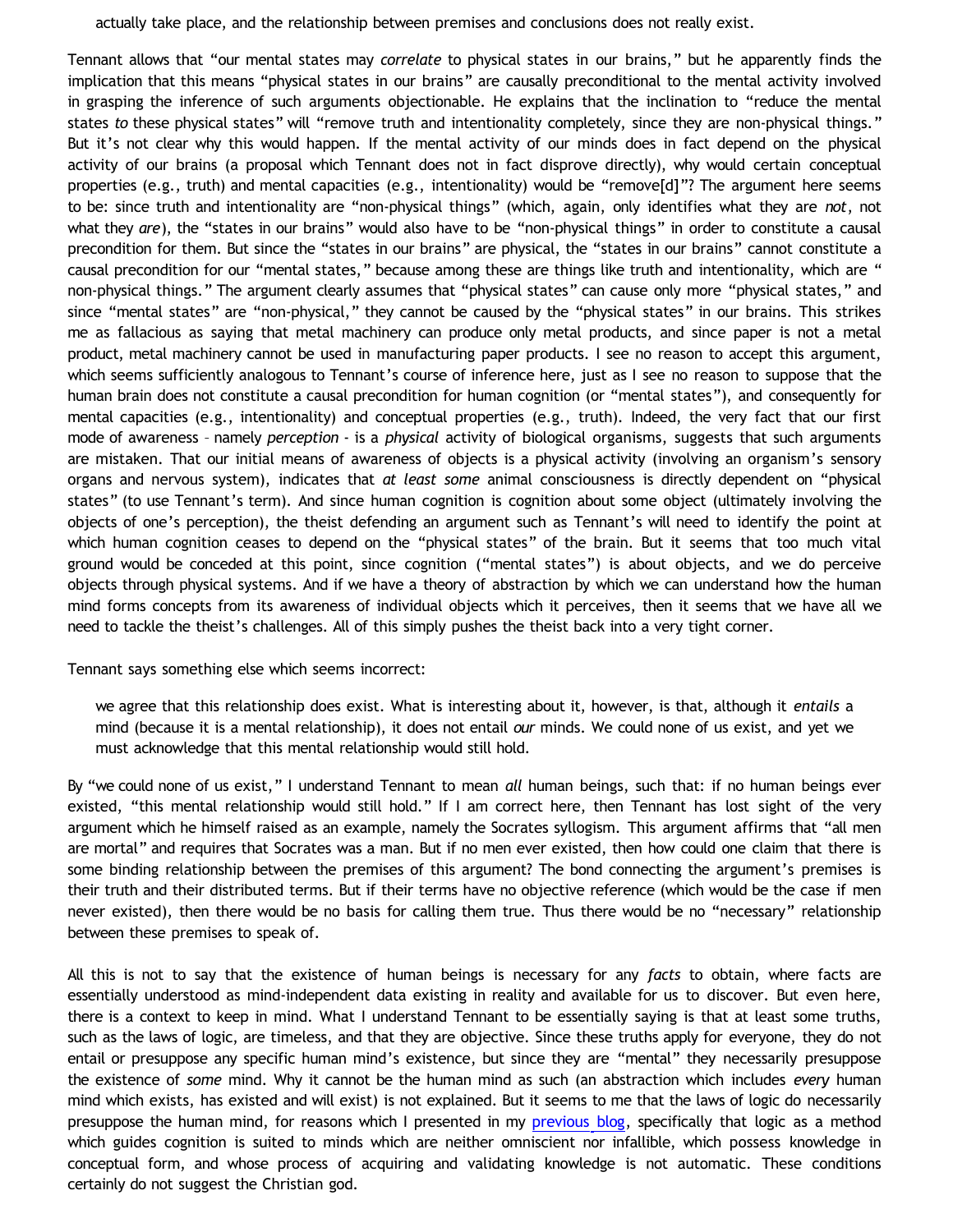> actually take place, and the relationship between premises and conclusions does not really exist.

Tennant allows that "our mental states may *correlate* to physical states in our brains," but he apparently finds the implication that this means "physical states in our brains" are causally preconditional to the mental activity involved in grasping the inference of such arguments objectionable. He explains that the inclination to "reduce the mental states *to* these physical states" will "remove truth and intentionality completely, since they are non-physical things." But it's not clear why this would happen. If the mental activity of our minds does in fact depend on the physical activity of our brains (a proposal which Tennant does not in fact disprove directly), why would certain conceptual properties (e.g., truth) and mental capacities (e.g., intentionality) would be "remove[d]"? The argument here seems to be: since truth and intentionality are "non-physical things" (which, again, only identifies what they are *not*, not what they *are*), the "states in our brains" would also have to be "non-physical things" in order to constitute a causal precondition for them. But since the "states in our brains" are physical, the "states in our brains" cannot constitute a causal precondition for our "mental states," because among these are things like truth and intentionality, which are "non-physical things." The argument clearly assumes that "physical states" can cause only more "physical states," and since "mental states" are "non-physical," they cannot be caused by the "physical states" in our brains. This strikes me as fallacious as saying that metal machinery can produce only metal products, and since paper is not a metal product, metal machinery cannot be used in manufacturing paper products. I see no reason to accept this argument, which seems sufficiently analogous to Tennant's course of inference here, just as I see no reason to suppose that the human brain does not constitute a causal precondition for human cognition (or "mental states"), and consequently for mental capacities (e.g., intentionality) and conceptual properties (e.g., truth). Indeed, the very fact that our first mode of awareness – namely *perception* - is a *physical* activity of biological organisms, suggests that such arguments are mistaken. That our initial means of awareness of objects is a physical activity (involving an organism's sensory organs and nervous system), indicates that *at least some* animal consciousness is directly dependent on "physical states" (to use Tennant's term). And since human cognition is cognition about some object (ultimately involving the objects of one's perception), the theist defending an argument such as Tennant's will need to identify the point at which human cognition ceases to depend on the "physical states" of the brain. But it seems that too much vital ground would be conceded at this point, since cognition ("mental states") is about objects, and we do perceive objects through physical systems. And if we have a theory of abstraction by which we can understand how the human mind forms concepts from its awareness of individual objects which it perceives, then it seems that we have all we need to tackle the theist's challenges. All of this simply pushes the theist back into a very tight corner.

Tennant says something else which seems incorrect:

> we agree that this relationship does exist. What is interesting about it, however, is that, although it *entails* a mind (because it is a mental relationship), it does not entail *our* minds. We could none of us exist, and yet we must acknowledge that this mental relationship would still hold.

By "we could none of us exist," I understand Tennant to mean *all* human beings, such that: if no human beings ever existed, "this mental relationship would still hold." If I am correct here, then Tennant has lost sight of the very argument which he himself raised as an example, namely the Socrates syllogism. This argument affirms that "all men are mortal" and requires that Socrates was a man. But if no men ever existed, then how could one claim that there is some binding relationship between the premises of this argument? The bond connecting the argument's premises is their truth and their distributed terms. But if their terms have no objective reference (which would be the case if men never existed), then there would be no basis for calling them true. Thus there would be no "necessary" relationship between these premises to speak of.

All this is not to say that the existence of human beings is necessary for any *facts* to obtain, where facts are essentially understood as mind-independent data existing in reality and available for us to discover. But even here, there is a context to keep in mind. What I understand Tennant to be essentially saying is that at least some truths, such as the laws of logic, are timeless, and that they are objective. Since these truths apply for everyone, they do not entail or presuppose any specific human mind's existence, but since they are "mental" they necessarily presuppose the existence of *some* mind. Why it cannot be the human mind as such (an abstraction which includes *every* human mind which exists, has existed and will exist) is not explained. But it seems to me that the laws of logic do necessarily presuppose the human mind, for reasons which I presented in my [previous blog](previous blog), specifically that logic as a method which guides cognition is suited to minds which are neither omniscient nor infallible, which possess knowledge in conceptual form, and whose process of acquiring and validating knowledge is not automatic. These conditions certainly do not suggest the Christian god.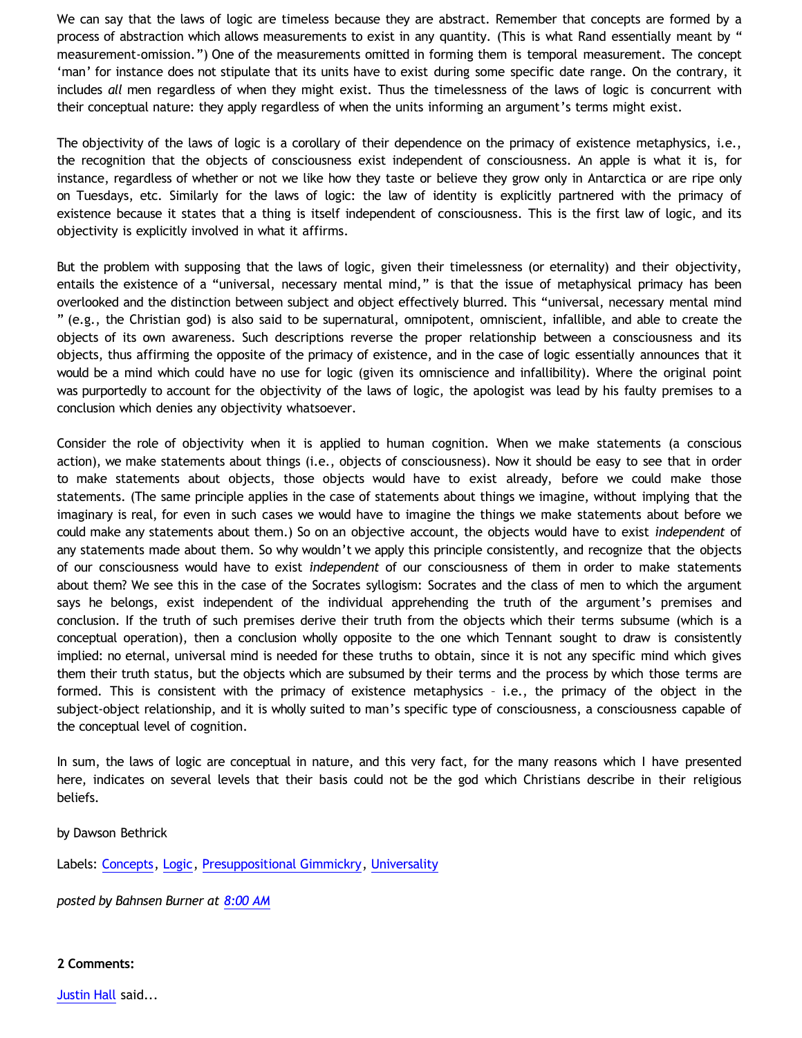We can say that the laws of logic are timeless because they are abstract. Remember that concepts are formed by a process of abstraction which allows measurements to exist in any quantity. (This is what Rand essentially meant by " measurement-omission.") One of the measurements omitted in forming them is temporal measurement. The concept 'man' for instance does not stipulate that its units have to exist during some specific date range. On the contrary, it includes *all* men regardless of when they might exist. Thus the timelessness of the laws of logic is concurrent with their conceptual nature: they apply regardless of when the units informing an argument's terms might exist.

The objectivity of the laws of logic is a corollary of their dependence on the primacy of existence metaphysics, i.e., the recognition that the objects of consciousness exist independent of consciousness. An apple is what it is, for instance, regardless of whether or not we like how they taste or believe they grow only in Antarctica or are ripe only on Tuesdays, etc. Similarly for the laws of logic: the law of identity is explicitly partnered with the primacy of existence because it states that a thing is itself independent of consciousness. This is the first law of logic, and its objectivity is explicitly involved in what it affirms.

But the problem with supposing that the laws of logic, given their timelessness (or eternality) and their objectivity, entails the existence of a "universal, necessary mental mind," is that the issue of metaphysical primacy has been overlooked and the distinction between subject and object effectively blurred. This "universal, necessary mental mind " (e.g., the Christian god) is also said to be supernatural, omnipotent, omniscient, infallible, and able to create the objects of its own awareness. Such descriptions reverse the proper relationship between a consciousness and its objects, thus affirming the opposite of the primacy of existence, and in the case of logic essentially announces that it would be a mind which could have no use for logic (given its omniscience and infallibility). Where the original point was purportedly to account for the objectivity of the laws of logic, the apologist was lead by his faulty premises to a conclusion which denies any objectivity whatsoever.

Consider the role of objectivity when it is applied to human cognition. When we make statements (a conscious action), we make statements about things (i.e., objects of consciousness). Now it should be easy to see that in order to make statements about objects, those objects would have to exist already, before we could make those statements. (The same principle applies in the case of statements about things we imagine, without implying that the imaginary is real, for even in such cases we would have to imagine the things we make statements about before we could make any statements about them.) So on an objective account, the objects would have to exist *independent* of any statements made about them. So why wouldn't we apply this principle consistently, and recognize that the objects of our consciousness would have to exist *independent* of our consciousness of them in order to make statements about them? We see this in the case of the Socrates syllogism: Socrates and the class of men to which the argument says he belongs, exist independent of the individual apprehending the truth of the argument's premises and conclusion. If the truth of such premises derive their truth from the objects which their terms subsume (which is a conceptual operation), then a conclusion wholly opposite to the one which Tennant sought to draw is consistently implied: no eternal, universal mind is needed for these truths to obtain, since it is not any specific mind which gives them their truth status, but the objects which are subsumed by their terms and the process by which those terms are formed. This is consistent with the primacy of existence metaphysics – i.e., the primacy of the object in the subject-object relationship, and it is wholly suited to man's specific type of consciousness, a consciousness capable of the conceptual level of cognition.

In sum, the laws of logic are conceptual in nature, and this very fact, for the many reasons which I have presented here, indicates on several levels that their basis could not be the god which Christians describe in their religious beliefs.

by Dawson Bethrick

Labels: Concepts, Logic, Presuppositional Gimmickry, Universality

*posted by Bahnsen Burner at 8:00 AM*

**2 Comments:**

Justin Hall said...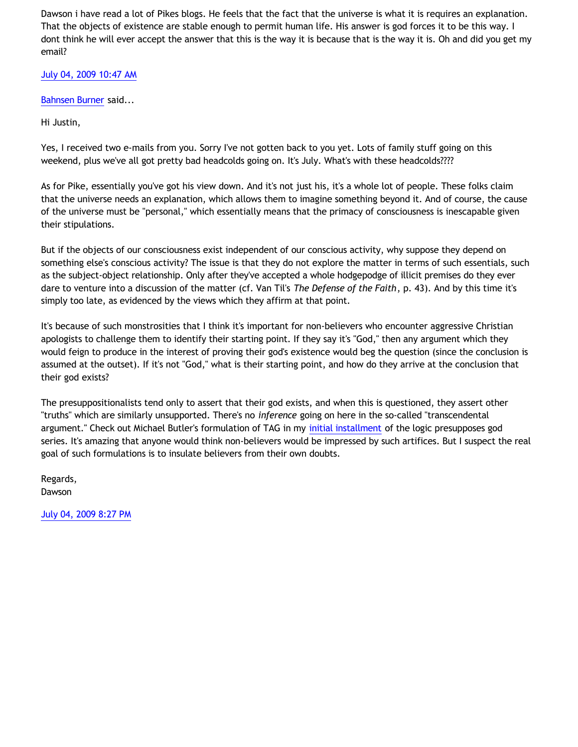Dawson i have read a lot of Pikes blogs. He feels that the fact that the universe is what it is requires an explanation. That the objects of existence are stable enough to permit human life. His answer is god forces it to be this way. I dont think he will ever accept the answer that this is the way it is because that is the way it is. Oh and did you get my email?

July 04, 2009 10:47 AM

Bahnsen Burner said...

Hi Justin,

Yes, I received two e-mails from you. Sorry I've not gotten back to you yet. Lots of family stuff going on this weekend, plus we've all got pretty bad headcolds going on. It's July. What's with these headcolds????

As for Pike, essentially you've got his view down. And it's not just his, it's a whole lot of people. These folks claim that the universe needs an explanation, which allows them to imagine something beyond it. And of course, the cause of the universe must be "personal," which essentially means that the primacy of consciousness is inescapable given their stipulations.

But if the objects of our consciousness exist independent of our conscious activity, why suppose they depend on something else's conscious activity? The issue is that they do not explore the matter in terms of such essentials, such as the subject-object relationship. Only after they've accepted a whole hodgepodge of illicit premises do they ever dare to venture into a discussion of the matter (cf. Van Til's *The Defense of the Faith*, p. 43). And by this time it's simply too late, as evidenced by the views which they affirm at that point.

It's because of such monstrosities that I think it's important for non-believers who encounter aggressive Christian apologists to challenge them to identify their starting point. If they say it's "God," then any argument which they would feign to produce in the interest of proving their god's existence would beg the question (since the conclusion is assumed at the outset). If it's not "God," what is their starting point, and how do they arrive at the conclusion that their god exists?

The presuppositionalists tend only to assert that their god exists, and when this is questioned, they assert other "truths" which are similarly unsupported. There's no *inference* going on here in the so-called "transcendental argument." Check out Michael Butler's formulation of TAG in my initial installment of the logic presupposes god series. It's amazing that anyone would think non-believers would be impressed by such artifices. But I suspect the real goal of such formulations is to insulate believers from their own doubts.

Regards,
Dawson

July 04, 2009 8:27 PM